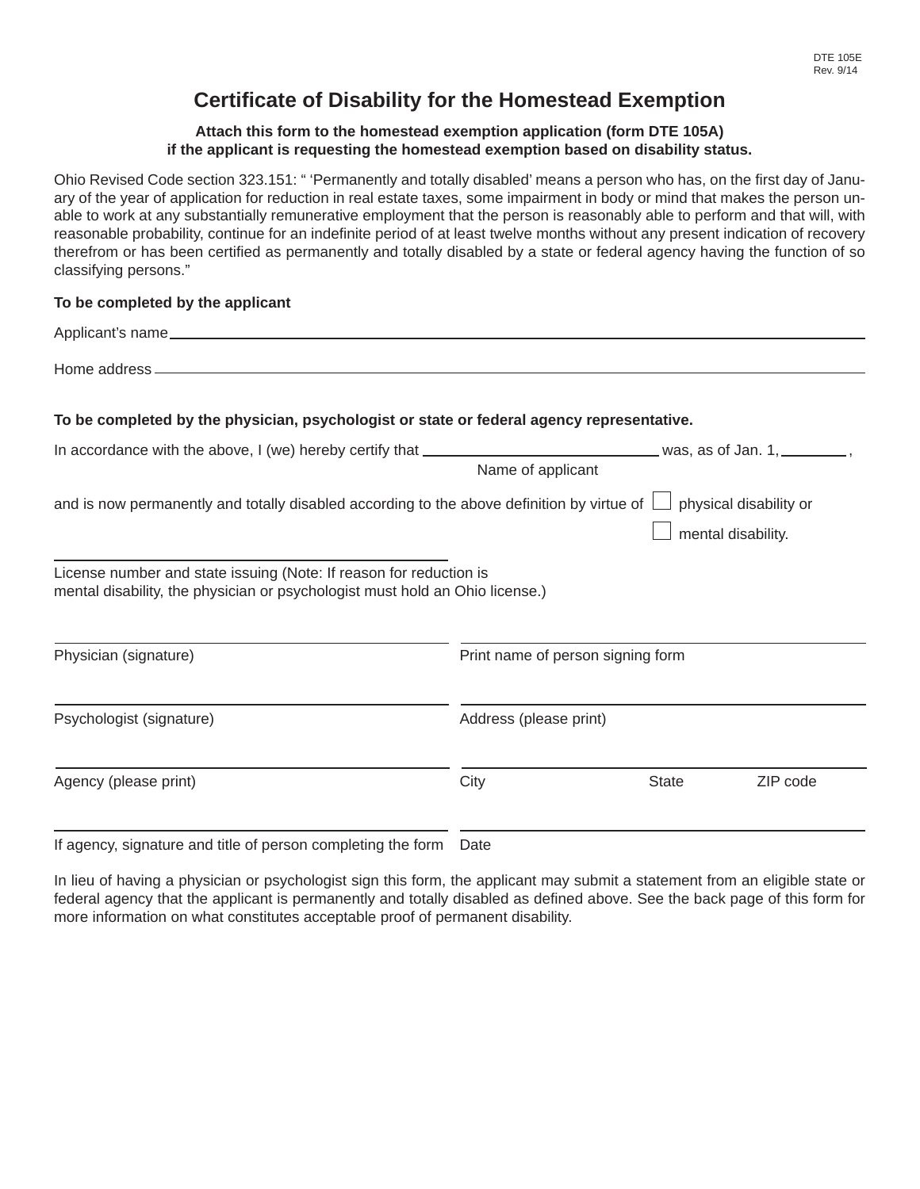DTE 105E
Rev. 9/14

# Certificate of Disability for the Homestead Exemption

**Attach this form to the homestead exemption application (form DTE 105A) if the applicant is requesting the homestead exemption based on disability status.**

Ohio Revised Code section 323.151: " 'Permanently and totally disabled' means a person who has, on the first day of January of the year of application for reduction in real estate taxes, some impairment in body or mind that makes the person unable to work at any substantially remunerative employment that the person is reasonably able to perform and that will, with reasonable probability, continue for an indefinite period of at least twelve months without any present indication of recovery therefrom or has been certified as permanently and totally disabled by a state or federal agency having the function of so classifying persons."

**To be completed by the applicant**

Applicant's name ______________________________

Home address ______________________________

**To be completed by the physician, psychologist or state or federal agency representative.**

In accordance with the above, I (we) hereby certify that ______________________ (Name of applicant) was, as of Jan. 1, ________ ,

and is now permanently and totally disabled according to the above definition by virtue of

☐ physical disability or

☐ mental disability.

______________________________
License number and state issuing (Note: If reason for reduction is mental disability, the physician or psychologist must hold an Ohio license.)

______________________________
Physician (signature)

______________________________
Print name of person signing form

______________________________
Psychologist (signature)

______________________________
Address (please print)

______________________________
Agency (please print)

______________________________
City State ZIP code

______________________________
If agency, signature and title of person completing the form

______________________________
Date

In lieu of having a physician or psychologist sign this form, the applicant may submit a statement from an eligible state or federal agency that the applicant is permanently and totally disabled as defined above. See the back page of this form for more information on what constitutes acceptable proof of permanent disability.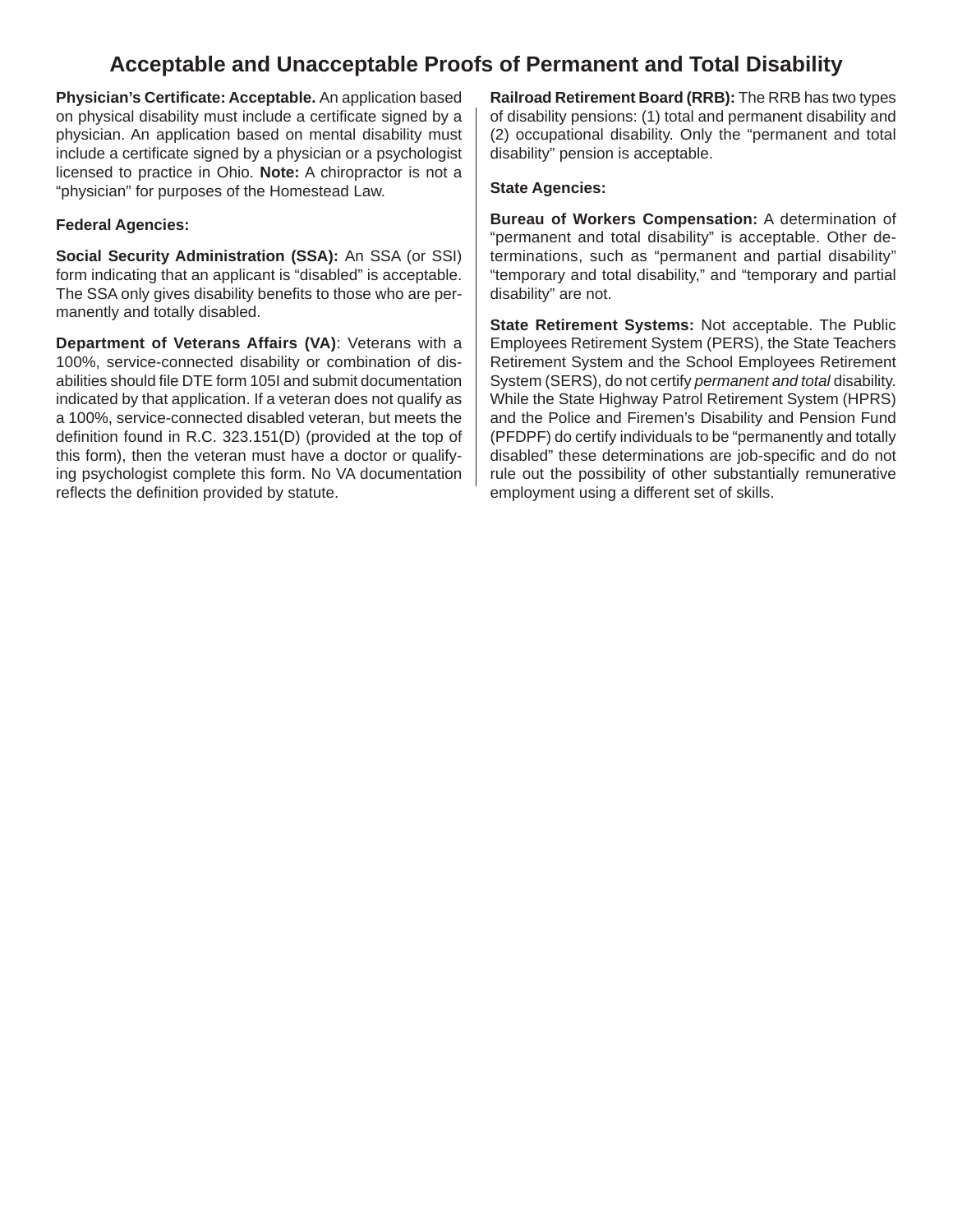# Acceptable and Unacceptable Proofs of Permanent and Total Disability

**Physician's Certificate: Acceptable.** An application based on physical disability must include a certificate signed by a physician. An application based on mental disability must include a certificate signed by a physician or a psychologist licensed to practice in Ohio. **Note:** A chiropractor is not a "physician" for purposes of the Homestead Law.

**Federal Agencies:**

**Social Security Administration (SSA):** An SSA (or SSI) form indicating that an applicant is "disabled" is acceptable. The SSA only gives disability benefits to those who are permanently and totally disabled.

**Department of Veterans Affairs (VA)**: Veterans with a 100%, service-connected disability or combination of disabilities should file DTE form 105I and submit documentation indicated by that application. If a veteran does not qualify as a 100%, service-connected disabled veteran, but meets the definition found in R.C. 323.151(D) (provided at the top of this form), then the veteran must have a doctor or qualifying psychologist complete this form. No VA documentation reflects the definition provided by statute.

**Railroad Retirement Board (RRB):** The RRB has two types of disability pensions: (1) total and permanent disability and (2) occupational disability. Only the "permanent and total disability" pension is acceptable.

**State Agencies:**

**Bureau of Workers Compensation:** A determination of "permanent and total disability" is acceptable. Other determinations, such as "permanent and partial disability" "temporary and total disability," and "temporary and partial disability" are not.

**State Retirement Systems:** Not acceptable. The Public Employees Retirement System (PERS), the State Teachers Retirement System and the School Employees Retirement System (SERS), do not certify *permanent and total* disability. While the State Highway Patrol Retirement System (HPRS) and the Police and Firemen's Disability and Pension Fund (PFDPF) do certify individuals to be "permanently and totally disabled" these determinations are job-specific and do not rule out the possibility of other substantially remunerative employment using a different set of skills.